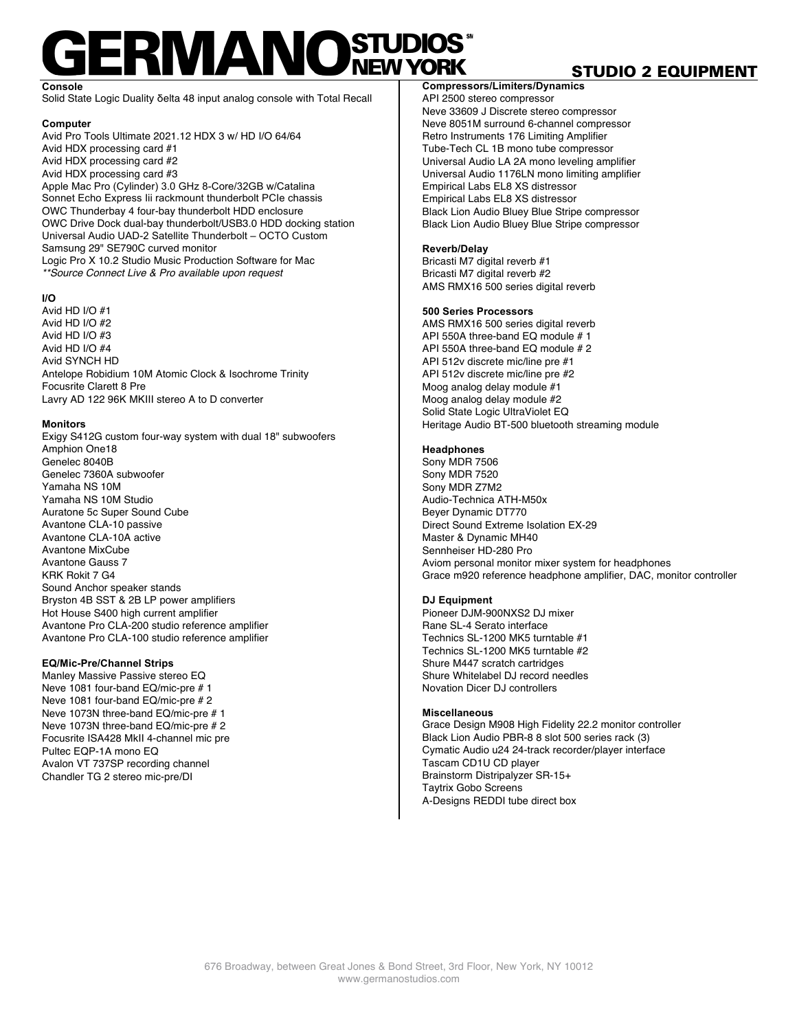# GERMANO STUDIOS NEW YORK

## STUDIO 2 EQUIPMENT

**Console**

Solid State Logic Duality δelta 48 input analog console with Total Recall

**Computer**

Avid Pro Tools Ultimate 2021.12 HDX 3 w/ HD I/O 64/64
Avid HDX processing card #1
Avid HDX processing card #2
Avid HDX processing card #3
Apple Mac Pro (Cylinder) 3.0 GHz 8-Core/32GB w/Catalina
Sonnet Echo Express Iii rackmount thunderbolt PCIe chassis
OWC Thunderbay 4 four-bay thunderbolt HDD enclosure
OWC Drive Dock dual-bay thunderbolt/USB3.0 HDD docking station
Universal Audio UAD-2 Satellite Thunderbolt – OCTO Custom
Samsung 29" SE790C curved monitor
Logic Pro X 10.2 Studio Music Production Software for Mac
*\*\*Source Connect Live & Pro available upon request*

**I/O**

Avid HD I/O #1
Avid HD I/O #2
Avid HD I/O #3
Avid HD I/O #4
Avid SYNCH HD
Antelope Robidium 10M Atomic Clock & Isochrome Trinity
Focusrite Clarett 8 Pre
Lavry AD 122 96K MKIII stereo A to D converter

**Monitors**

Exigy S412G custom four-way system with dual 18" subwoofers
Amphion One18
Genelec 8040B
Genelec 7360A subwoofer
Yamaha NS 10M
Yamaha NS 10M Studio
Auratone 5c Super Sound Cube
Avantone CLA-10 passive
Avantone CLA-10A active
Avantone MixCube
Avantone Gauss 7
KRK Rokit 7 G4
Sound Anchor speaker stands
Bryston 4B SST & 2B LP power amplifiers
Hot House S400 high current amplifier
Avantone Pro CLA-200 studio reference amplifier
Avantone Pro CLA-100 studio reference amplifier

**EQ/Mic-Pre/Channel Strips**

Manley Massive Passive stereo EQ
Neve 1081 four-band EQ/mic-pre # 1
Neve 1081 four-band EQ/mic-pre # 2
Neve 1073N three-band EQ/mic-pre # 1
Neve 1073N three-band EQ/mic-pre # 2
Focusrite ISA428 MkII 4-channel mic pre
Pultec EQP-1A mono EQ
Avalon VT 737SP recording channel
Chandler TG 2 stereo mic-pre/DI

**Compressors/Limiters/Dynamics**

API 2500 stereo compressor
Neve 33609 J Discrete stereo compressor
Neve 8051M surround 6-channel compressor
Retro Instruments 176 Limiting Amplifier
Tube-Tech CL 1B mono tube compressor
Universal Audio LA 2A mono leveling amplifier
Universal Audio 1176LN mono limiting amplifier
Empirical Labs EL8 XS distressor
Empirical Labs EL8 XS distressor
Black Lion Audio Bluey Blue Stripe compressor
Black Lion Audio Bluey Blue Stripe compressor

**Reverb/Delay**

Bricasti M7 digital reverb #1
Bricasti M7 digital reverb #2
AMS RMX16 500 series digital reverb

**500 Series Processors**

AMS RMX16 500 series digital reverb
API 550A three-band EQ module # 1
API 550A three-band EQ module # 2
API 512v discrete mic/line pre #1
API 512v discrete mic/line pre #2
Moog analog delay module #1
Moog analog delay module #2
Solid State Logic UltraViolet EQ
Heritage Audio BT-500 bluetooth streaming module

**Headphones**

Sony MDR 7506
Sony MDR 7520
Sony MDR Z7M2
Audio-Technica ATH-M50x
Beyer Dynamic DT770
Direct Sound Extreme Isolation EX-29
Master & Dynamic MH40
Sennheiser HD-280 Pro
Aviom personal monitor mixer system for headphones
Grace m920 reference headphone amplifier, DAC, monitor controller

**DJ Equipment**

Pioneer DJM-900NXS2 DJ mixer
Rane SL-4 Serato interface
Technics SL-1200 MK5 turntable #1
Technics SL-1200 MK5 turntable #2
Shure M447 scratch cartridges
Shure Whitelabel DJ record needles
Novation Dicer DJ controllers

**Miscellaneous**

Grace Design M908 High Fidelity 22.2 monitor controller
Black Lion Audio PBR-8 8 slot 500 series rack (3)
Cymatic Audio u24 24-track recorder/player interface
Tascam CD1U CD player
Brainstorm Distripalyzer SR-15+
Taytrix Gobo Screens
A-Designs REDDI tube direct box

676 Broadway, between Great Jones & Bond Street, 3rd Floor, New York, NY 10012
www.germanostudios.com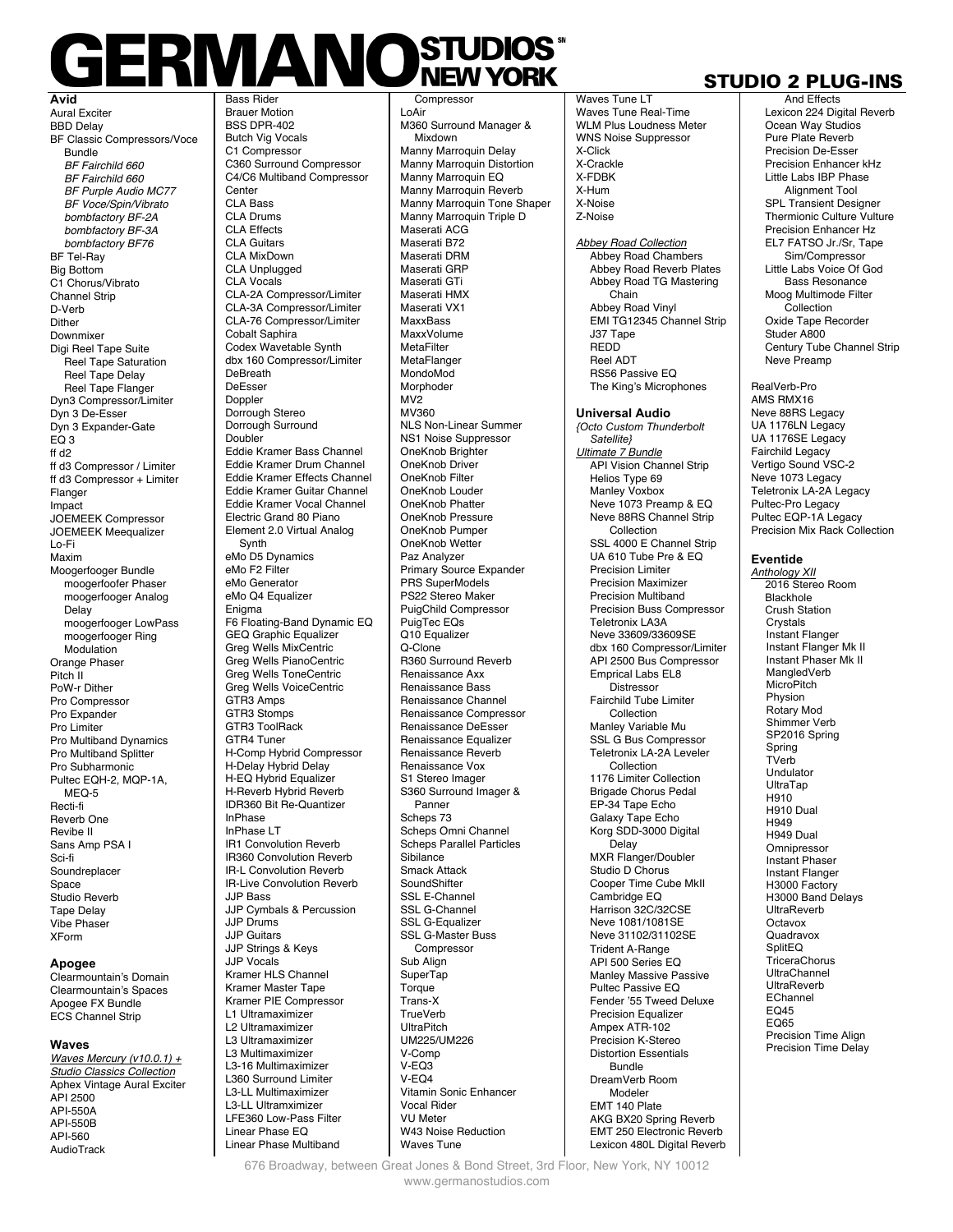# GERMANO STUDIOS NEW YORK

## STUDIO 2 PLUG-INS

### Avid

- Aural Exciter
- BBD Delay
- BF Classic Compressors/Voce Bundle
  - *BF Fairchild 660*
  - *BF Fairchild 660*
  - *BF Purple Audio MC77*
  - *BF Voce/Spin/Vibrato*
  - *bombfactory BF-2A*
  - *bombfactory BF-3A*
  - *bombfactory BF76*
- BF Tel-Ray
- Big Bottom
- C1 Chorus/Vibrato
- Channel Strip
- D-Verb
- Dither
- Downmixer
- Digi Reel Tape Suite
  - Reel Tape Saturation
  - Reel Tape Delay
  - Reel Tape Flanger
- Dyn3 Compressor/Limiter
- Dyn 3 De-Esser
- Dyn 3 Expander-Gate
- EQ 3
- ff d2
- ff d3 Compressor / Limiter
- ff d3 Compressor + Limiter
- Flanger
- Impact
- JOEMEEK Compressor
- JOEMEEK Meequalizer
- Lo-Fi
- Maxim
- Moogerfooger Bundle
  - moogerfoofer Phaser
  - moogerfooger Analog Delay
  - moogerfooger LowPass
  - moogerfooger Ring Modulation
- Orange Phaser
- Pitch II
- PoW-r Dither
- Pro Compressor
- Pro Expander
- Pro Limiter
- Pro Multiband Dynamics
- Pro Multiband Splitter
- Pro Subharmonic
- Pultec EQH-2, MQP-1A, MEQ-5
- Recti-fi
- Reverb One
- Revibe II
- Sans Amp PSA I
- Sci-fi
- Soundreplacer
- Space
- Studio Reverb
- Tape Delay
- Vibe Phaser
- XForm

### Apogee

- Clearmountain's Domain
- Clearmountain's Spaces
- Apogee FX Bundle
- ECS Channel Strip

### Waves

*Waves Mercury (v10.0.1) + Studio Classics Collection*

- Aphex Vintage Aural Exciter
- API 2500
- API-550A
- API-550B
- API-560
- AudioTrack
- Bass Rider
- Brauer Motion
- BSS DPR-402
- Butch Vig Vocals
- C1 Compressor
- C360 Surround Compressor
- C4/C6 Multiband Compressor
- Center
- CLA Bass
- CLA Drums
- CLA Effects
- CLA Guitars
- CLA MixDown
- CLA Unplugged
- CLA Vocals
- CLA-2A Compressor/Limiter
- CLA-3A Compressor/Limiter
- CLA-76 Compressor/Limiter
- Cobalt Saphira
- Codex Wavetable Synth
- dbx 160 Compressor/Limiter
- DeBreath
- DeEsser
- Doppler
- Dorrough Stereo
- Dorrough Surround
- Doubler
- Eddie Kramer Bass Channel
- Eddie Kramer Drum Channel
- Eddie Kramer Effects Channel
- Eddie Kramer Guitar Channel
- Eddie Kramer Vocal Channel
- Electric Grand 80 Piano
- Element 2.0 Virtual Analog Synth
- eMo D5 Dynamics
- eMo F2 Filter
- eMo Generator
- eMo Q4 Equalizer
- Enigma
- F6 Floating-Band Dynamic EQ
- GEQ Graphic Equalizer
- Greg Wells MixCentric
- Greg Wells PianoCentric
- Greg Wells ToneCentric
- Greg Wells VoiceCentric
- GTR3 Amps
- GTR3 Stomps
- GTR3 ToolRack
- GTR4 Tuner
- H-Comp Hybrid Compressor
- H-Delay Hybrid Delay
- H-EQ Hybrid Equalizer
- H-Reverb Hybrid Reverb
- IDR360 Bit Re-Quantizer
- InPhase
- InPhase LT
- IR1 Convolution Reverb
- IR360 Convolution Reverb
- IR-L Convolution Reverb
- IR-Live Convolution Reverb
- JJP Bass
- JJP Cymbals & Percussion
- JJP Drums
- JJP Guitars
- JJP Strings & Keys
- JJP Vocals
- Kramer HLS Channel
- Kramer Master Tape
- Kramer PIE Compressor
- L1 Ultramaximizer
- L2 Ultramaximizer
- L3 Ultramaximizer
- L3 Multimaximizer
- L3-16 Multimaximizer
- L360 Surround Limiter
- L3-LL Multimaximizer
- L3-LL Ultramximizer
- LFE360 Low-Pass Filter
- Linear Phase EQ
- Linear Phase Multiband Compressor
- LoAir
- M360 Surround Manager & Mixdown
- Manny Marroquin Delay
- Manny Marroquin Distortion
- Manny Marroquin EQ
- Manny Marroquin Reverb
- Manny Marroquin Tone Shaper
- Manny Marroquin Triple D
- Maserati ACG
- Maserati B72
- Maserati DRM
- Maserati GRP
- Maserati GTi
- Maserati HMX
- Maserati VX1
- MaxxBass
- MaxxVolume
- MetaFilter
- MetaFlanger
- MondoMod
- Morphoder
- MV2
- MV360
- NLS Non-Linear Summer
- NS1 Noise Suppressor
- OneKnob Brighter
- OneKnob Driver
- OneKnob Filter
- OneKnob Louder
- OneKnob Phatter
- OneKnob Pressure
- OneKnob Pumper
- OneKnob Wetter
- Paz Analyzer
- Primary Source Expander
- PRS SuperModels
- PS22 Stereo Maker
- PuigChild Compressor
- PuigTec EQs
- Q10 Equalizer
- Q-Clone
- R360 Surround Reverb
- Renaissance Axx
- Renaissance Bass
- Renaissance Channel
- Renaissance Compressor
- Renaissance DeEsser
- Renaissance Equalizer
- Renaissance Reverb
- Renaissance Vox
- S1 Stereo Imager
- S360 Surround Imager & Panner
- Scheps 73
- Scheps Omni Channel
- Scheps Parallel Particles
- Sibilance
- Smack Attack
- SoundShifter
- SSL E-Channel
- SSL G-Channel
- SSL G-Equalizer
- SSL G-Master Buss Compressor
- Sub Align
- SuperTap
- Torque
- Trans-X
- TrueVerb
- UltraPitch
- UM225/UM226
- V-Comp
- V-EQ3
- V-EQ4
- Vitamin Sonic Enhancer
- Vocal Rider
- VU Meter
- W43 Noise Reduction
- Waves Tune
- Waves Tune LT
- Waves Tune Real-Time
- WLM Plus Loudness Meter
- WNS Noise Suppressor
- X-Click
- X-Crackle
- X-FDBK
- X-Hum
- X-Noise
- Z-Noise

*Abbey Road Collection*

- Abbey Road Chambers
- Abbey Road Reverb Plates
- Abbey Road TG Mastering Chain
- Abbey Road Vinyl
- EMI TG12345 Channel Strip
- J37 Tape
- REDD
- Reel ADT
- RS56 Passive EQ
- The King's Microphones

### Universal Audio

*{Octo Custom Thunderbolt Satellite}*

*Ultimate 7 Bundle*

- API Vision Channel Strip
- Helios Type 69
- Manley Voxbox
- Neve 1073 Preamp & EQ
- Neve 88RS Channel Strip Collection
- SSL 4000 E Channel Strip
- UA 610 Tube Pre & EQ
- Precision Limiter
- Precision Maximizer
- Precision Multiband
- Precision Buss Compressor
- Teletronix LA3A
- Neve 33609/33609SE
- dbx 160 Compressor/Limiter
- API 2500 Bus Compressor
- Emprical Labs EL8 Distressor
- Fairchild Tube Limiter Collection
- Manley Variable Mu
- SSL G Bus Compressor
- Teletronix LA-2A Leveler Collection
- 1176 Limiter Collection
- Brigade Chorus Pedal
- EP-34 Tape Echo
- Galaxy Tape Echo
- Korg SDD-3000 Digital Delay
- MXR Flanger/Doubler
- Studio D Chorus
- Cooper Time Cube MkII
- Cambridge EQ
- Harrison 32C/32CSE
- Neve 1081/1081SE
- Neve 31102/31102SE
- Trident A-Range
- API 500 Series EQ
- Manley Massive Passive
- Pultec Passive EQ
- Fender '55 Tweed Deluxe
- Precision Equalizer
- Ampex ATR-102
- Precision K-Stereo
- Distortion Essentials Bundle
- DreamVerb Room Modeler
- EMT 140 Plate
- AKG BX20 Spring Reverb
- EMT 250 Electronic Reverb
- Lexicon 480L Digital Reverb And Effects
- Lexicon 224 Digital Reverb
- Ocean Way Studios
- Pure Plate Reverb
- Precision De-Esser
- Precision Enhancer kHz
- Little Labs IBP Phase Alignment Tool
- SPL Transient Designer
- Thermionic Culture Vulture
- Precision Enhancer Hz
- EL7 FATSO Jr./Sr, Tape Sim/Compressor
- Little Labs Voice Of God Bass Resonance
- Moog Multimode Filter Collection
- Oxide Tape Recorder
- Studer A800
- Century Tube Channel Strip
- Neve Preamp

- RealVerb-Pro
- AMS RMX16
- Neve 88RS Legacy
- UA 1176LN Legacy
- UA 1176SE Legacy
- Fairchild Legacy
- Vertigo Sound VSC-2
- Neve 1073 Legacy
- Teletronix LA-2A Legacy
- Pultec-Pro Legacy
- Pultec EQP-1A Legacy
- Precision Mix Rack Collection

### Eventide

*Anthology XII*

- 2016 Stereo Room
- Blackhole
- Crush Station
- Crystals
- Instant Flanger
- Instant Flanger Mk II
- Instant Phaser Mk II
- MangledVerb
- MicroPitch
- Physion
- Rotary Mod
- Shimmer Verb
- SP2016 Spring
- Spring
- TVerb
- Undulator
- UltraTap
- H910
- H910 Dual
- H949
- H949 Dual
- Omnipressor
- Instant Phaser
- Instant Flanger
- H3000 Factory
- H3000 Band Delays
- UltraReverb
- Octavox
- Quadravox
- SplitEQ
- TriceraChorus
- UltraChannel
- UltraReverb
- EChannel
- EQ45
- EQ65
- Precision Time Align
- Precision Time Delay

676 Broadway, between Great Jones & Bond Street, 3rd Floor, New York, NY 10012
www.germanostudios.com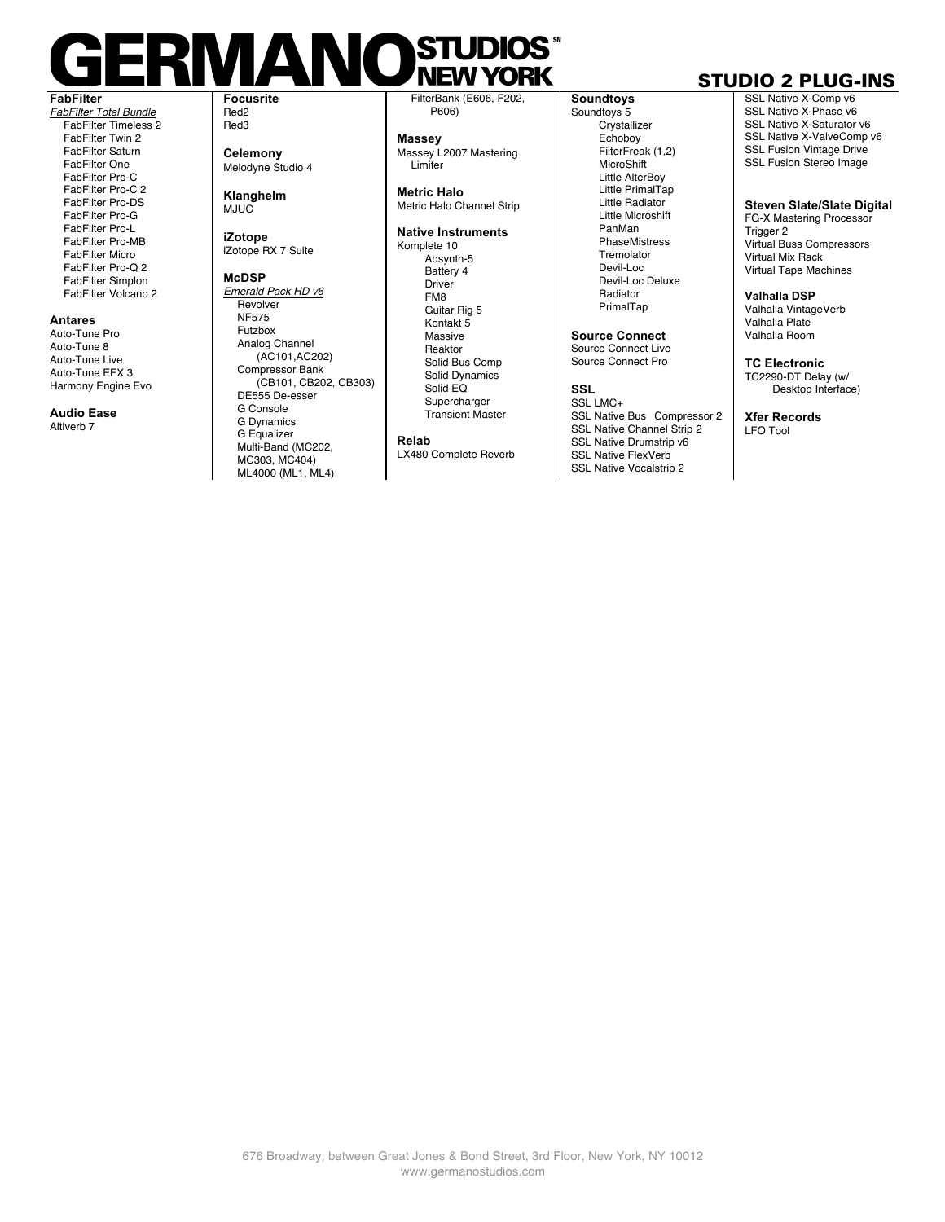# GERMANO STUDIOS NEW YORK

## STUDIO 2 PLUG-INS

**FabFilter**
*FabFilter Total Bundle*
- FabFilter Timeless 2
- FabFilter Twin 2
- FabFilter Saturn
- FabFilter One
- FabFilter Pro-C
- FabFilter Pro-C 2
- FabFilter Pro-DS
- FabFilter Pro-G
- FabFilter Pro-L
- FabFilter Pro-MB
- FabFilter Micro
- FabFilter Pro-Q 2
- FabFilter Simplon
- FabFilter Volcano 2

**Antares**
Auto-Tune Pro
Auto-Tune 8
Auto-Tune Live
Auto-Tune EFX 3
Harmony Engine Evo

**Audio Ease**
Altiverb 7

**Focusrite**
Red2
Red3

**Celemony**
Melodyne Studio 4

**Klanghelm**
MJUC

**iZotope**
iZotope RX 7 Suite

**McDSP**
*Emerald Pack HD v6*
- Revolver
- NF575
- Futzbox
- Analog Channel (AC101,AC202)
- Compressor Bank (CB101, CB202, CB303)
- DE555 De-esser
- G Console
- G Dynamics
- G Equalizer
- Multi-Band (MC202, MC303, MC404)
- ML4000 (ML1, ML4)
- FilterBank (E606, F202, P606)

**Massey**
Massey L2007 Mastering Limiter

**Metric Halo**
Metric Halo Channel Strip

**Native Instruments**
Komplete 10
- Absynth-5
- Battery 4
- Driver
- FM8
- Guitar Rig 5
- Kontakt 5
- Massive
- Reaktor
- Solid Bus Comp
- Solid Dynamics
- Solid EQ
- Supercharger
- Transient Master

**Relab**
LX480 Complete Reverb

**Soundtoys**
Soundtoys 5
- Crystallizer
- Echoboy
- FilterFreak (1,2)
- MicroShift
- Little AlterBoy
- Little PrimalTap
- Little Radiator
- Little Microshift
- PanMan
- PhaseMistress
- Tremolator
- Devil-Loc
- Devil-Loc Deluxe
- Radiator
- PrimalTap

**Source Connect**
Source Connect Live
Source Connect Pro

**SSL**
SSL LMC+
SSL Native Bus Compressor 2
SSL Native Channel Strip 2
SSL Native Drumstrip v6
SSL Native FlexVerb
SSL Native Vocalstrip 2
SSL Native X-Comp v6
SSL Native X-Phase v6
SSL Native X-Saturator v6
SSL Native X-ValveComp v6
SSL Fusion Vintage Drive
SSL Fusion Stereo Image

**Steven Slate/Slate Digital**
FG-X Mastering Processor
Trigger 2
Virtual Buss Compressors
Virtual Mix Rack
Virtual Tape Machines

**Valhalla DSP**
Valhalla VintageVerb
Valhalla Plate
Valhalla Room

**TC Electronic**
TC2290-DT Delay (w/ Desktop Interface)

**Xfer Records**
LFO Tool

676 Broadway, between Great Jones & Bond Street, 3rd Floor, New York, NY 10012
www.germanostudios.com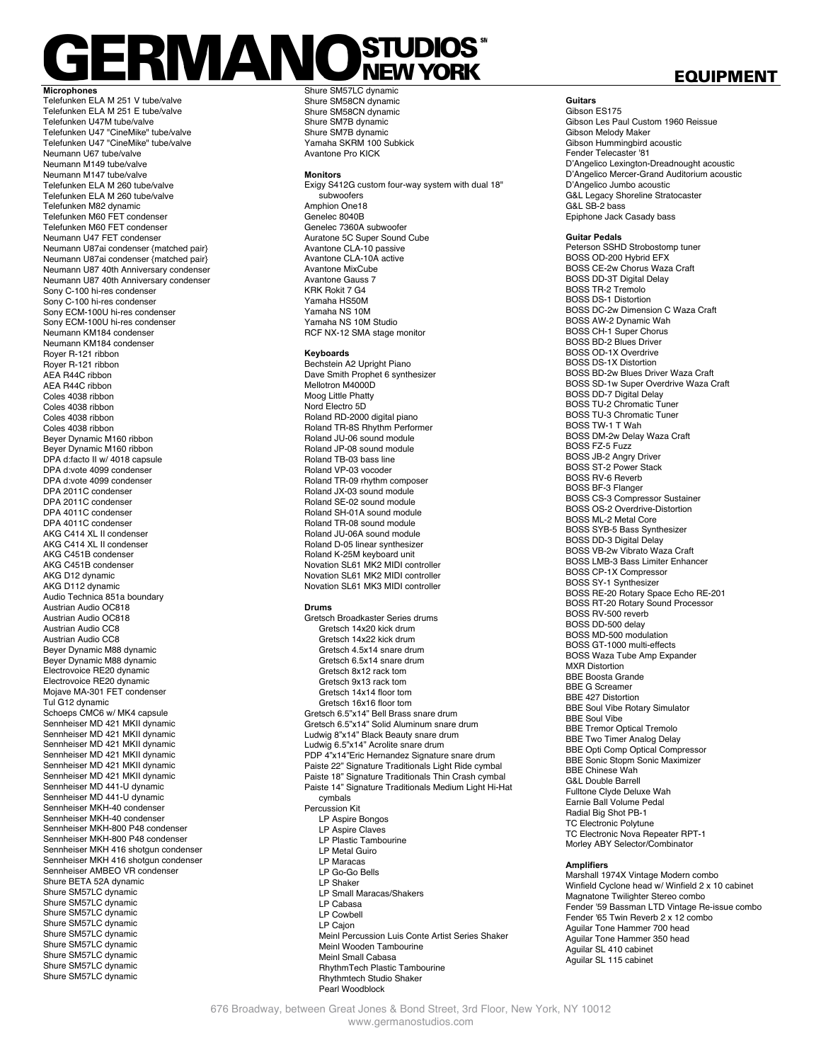# GERMANO STUDIOS NEW YORK

## EQUIPMENT

**Microphones**
Telefunken ELA M 251 V tube/valve
Telefunken ELA M 251 E tube/valve
Telefunken U47M tube/valve
Telefunken U47 "CineMike" tube/valve
Telefunken U47 "CineMike" tube/valve
Neumann U67 tube/valve
Neumann M149 tube/valve
Neumann M147 tube/valve
Telefunken ELA M 260 tube/valve
Telefunken ELA M 260 tube/valve
Telefunken M82 dynamic
Telefunken M60 FET condenser
Telefunken M60 FET condenser
Neumann U47 FET condenser
Neumann U87ai condenser {matched pair}
Neumann U87ai condenser {matched pair}
Neumann U87 40th Anniversary condenser
Neumann U87 40th Anniversary condenser
Sony C-100 hi-res condenser
Sony C-100 hi-res condenser
Sony ECM-100U hi-res condenser
Sony ECM-100U hi-res condenser
Neumann KM184 condenser
Neumann KM184 condenser
Royer R-121 ribbon
Royer R-121 ribbon
AEA R44C ribbon
AEA R44C ribbon
Coles 4038 ribbon
Coles 4038 ribbon
Coles 4038 ribbon
Coles 4038 ribbon
Beyer Dynamic M160 ribbon
Beyer Dynamic M160 ribbon
DPA d:facto II w/ 4018 capsule
DPA d:vote 4099 condenser
DPA d:vote 4099 condenser
DPA 2011C condenser
DPA 2011C condenser
DPA 4011C condenser
DPA 4011C condenser
AKG C414 XL II condenser
AKG C414 XL II condenser
AKG C451B condenser
AKG C451B condenser
AKG D12 dynamic
AKG D112 dynamic
Audio Technica 851a boundary
Austrian Audio OC818
Austrian Audio OC818
Austrian Audio CC8
Austrian Audio CC8
Beyer Dynamic M88 dynamic
Beyer Dynamic M88 dynamic
Electrovoice RE20 dynamic
Electrovoice RE20 dynamic
Mojave MA-301 FET condenser
Tul G12 dynamic
Schoeps CMC6 w/ MK4 capsule
Sennheiser MD 421 MKII dynamic
Sennheiser MD 421 MKII dynamic
Sennheiser MD 421 MKII dynamic
Sennheiser MD 421 MKII dynamic
Sennheiser MD 421 MKII dynamic
Sennheiser MD 421 MKII dynamic
Sennheiser MD 441-U dynamic
Sennheiser MD 441-U dynamic
Sennheiser MKH-40 condenser
Sennheiser MKH-40 condenser
Sennheiser MKH-800 P48 condenser
Sennheiser MKH-800 P48 condenser
Sennheiser MKH 416 shotgun condenser
Sennheiser MKH 416 shotgun condenser
Sennheiser AMBEO VR condenser
Shure BETA 52A dynamic
Shure SM57LC dynamic
Shure SM57LC dynamic
Shure SM57LC dynamic
Shure SM57LC dynamic
Shure SM57LC dynamic
Shure SM57LC dynamic
Shure SM57LC dynamic
Shure SM57LC dynamic
Shure SM57LC dynamic
Shure SM57LC dynamic
Shure SM58CN dynamic
Shure SM58CN dynamic
Shure SM7B dynamic
Shure SM7B dynamic
Yamaha SKRM 100 Subkick
Avantone Pro KICK

**Monitors**
Exigy S412G custom four-way system with dual 18" subwoofers
Amphion One18
Genelec 8040B
Genelec 7360A subwoofer
Auratone 5C Super Sound Cube
Avantone CLA-10 passive
Avantone CLA-10A active
Avantone MixCube
Avantone Gauss 7
KRK Rokit 7 G4
Yamaha HS50M
Yamaha NS 10M
Yamaha NS 10M Studio
RCF NX-12 SMA stage monitor

**Keyboards**
Bechstein A2 Upright Piano
Dave Smith Prophet 6 synthesizer
Mellotron M4000D
Moog Little Phatty
Nord Electro 5D
Roland RD-2000 digital piano
Roland TR-8S Rhythm Performer
Roland JU-06 sound module
Roland JP-08 sound module
Roland TB-03 bass line
Roland VP-03 vocoder
Roland TR-09 rhythm composer
Roland JX-03 sound module
Roland SE-02 sound module
Roland SH-01A sound module
Roland TR-08 sound module
Roland JU-06A sound module
Roland D-05 linear synthesizer
Roland K-25M keyboard unit
Novation SL61 MK2 MIDI controller
Novation SL61 MK2 MIDI controller
Novation SL61 MK3 MIDI controller

**Drums**
Gretsch Broadkaster Series drums
- Gretsch 14x20 kick drum
- Gretsch 14x22 kick drum
- Gretsch 4.5x14 snare drum
- Gretsch 6.5x14 snare drum
- Gretsch 8x12 rack tom
- Gretsch 9x13 rack tom
- Gretsch 14x14 floor tom
- Gretsch 16x16 floor tom

Gretsch 6.5"x14" Bell Brass snare drum
Gretsch 6.5"x14" Solid Aluminum snare drum
Ludwig 8"x14" Black Beauty snare drum
Ludwig 6.5"x14" Acrolite snare drum
PDP 4"x14"Eric Hernandez Signature snare drum
Paiste 22" Signature Traditionals Light Ride cymbal
Paiste 18" Signature Traditionals Thin Crash cymbal
Paiste 14" Signature Traditionals Medium Light Hi-Hat cymbals
Percussion Kit
- LP Aspire Bongos
- LP Aspire Claves
- LP Plastic Tambourine
- LP Metal Guiro
- LP Maracas
- LP Go-Go Bells
- LP Shaker
- LP Small Maracas/Shakers
- LP Cabasa
- LP Cowbell
- LP Cajon
- Meinl Percussion Luis Conte Artist Series Shaker
- Meinl Wooden Tambourine
- Meinl Small Cabasa
- RhythmTech Plastic Tambourine
- Rhythmtech Studio Shaker
- Pearl Woodblock

**Guitars**
Gibson ES175
Gibson Les Paul Custom 1960 Reissue
Gibson Melody Maker
Gibson Hummingbird acoustic
Fender Telecaster '81
D'Angelico Lexington-Dreadnought acoustic
D'Angelico Mercer-Grand Auditorium acoustic
D'Angelico Jumbo acoustic
G&L Legacy Shoreline Stratocaster
G&L SB-2 bass
Epiphone Jack Casady bass

**Guitar Pedals**
Peterson SSHD Strobostomp tuner
BOSS OD-200 Hybrid EFX
BOSS CE-2w Chorus Waza Craft
BOSS DD-3T Digital Delay
BOSS TR-2 Tremolo
BOSS DS-1 Distortion
BOSS DC-2w Dimension C Waza Craft
BOSS AW-2 Dynamic Wah
BOSS CH-1 Super Chorus
BOSS BD-2 Blues Driver
BOSS OD-1X Overdrive
BOSS DS-1X Distortion
BOSS BD-2w Blues Driver Waza Craft
BOSS SD-1w Super Overdrive Waza Craft
BOSS DD-7 Digital Delay
BOSS TU-2 Chromatic Tuner
BOSS TU-3 Chromatic Tuner
BOSS TW-1 T Wah
BOSS DM-2w Delay Waza Craft
BOSS FZ-5 Fuzz
BOSS JB-2 Angry Driver
BOSS ST-2 Power Stack
BOSS RV-6 Reverb
BOSS BF-3 Flanger
BOSS CS-3 Compressor Sustainer
BOSS OS-2 Overdrive-Distortion
BOSS ML-2 Metal Core
BOSS SYB-5 Bass Synthesizer
BOSS DD-3 Digital Delay
BOSS VB-2w Vibrato Waza Craft
BOSS LMB-3 Bass Limiter Enhancer
BOSS CP-1X Compressor
BOSS SY-1 Synthesizer
BOSS RE-20 Rotary Space Echo RE-201
BOSS RT-20 Rotary Sound Processor
BOSS RV-500 reverb
BOSS DD-500 delay
BOSS MD-500 modulation
BOSS GT-1000 multi-effects
BOSS Waza Tube Amp Expander
MXR Distortion
BBE Boosta Grande
BBE G Screamer
BBE 427 Distortion
BBE Soul Vibe Rotary Simulator
BBE Soul Vibe
BBE Tremor Optical Tremolo
BBE Two Timer Analog Delay
BBE Opti Comp Optical Compressor
BBE Sonic Stomp Sonic Maximizer
BBE Chinese Wah
G&L Double Barrell
Fulltone Clyde Deluxe Wah
Earnie Ball Volume Pedal
Radial Big Shot PB-1
TC Electronic Polytune
TC Electronic Nova Repeater RPT-1
Morley ABY Selector/Combinator

**Amplifiers**
Marshall 1974X Vintage Modern combo
Winfield Cyclone head w/ Winfield 2 x 10 cabinet
Magnatone Twilighter Stereo combo
Fender '59 Bassman LTD Vintage Re-issue combo
Fender '65 Twin Reverb 2 x 12 combo
Aguilar Tone Hammer 700 head
Aguilar Tone Hammer 350 head
Aguilar SL 410 cabinet
Aguilar SL 115 cabinet

676 Broadway, between Great Jones & Bond Street, 3rd Floor, New York, NY 10012
www.germanostudios.com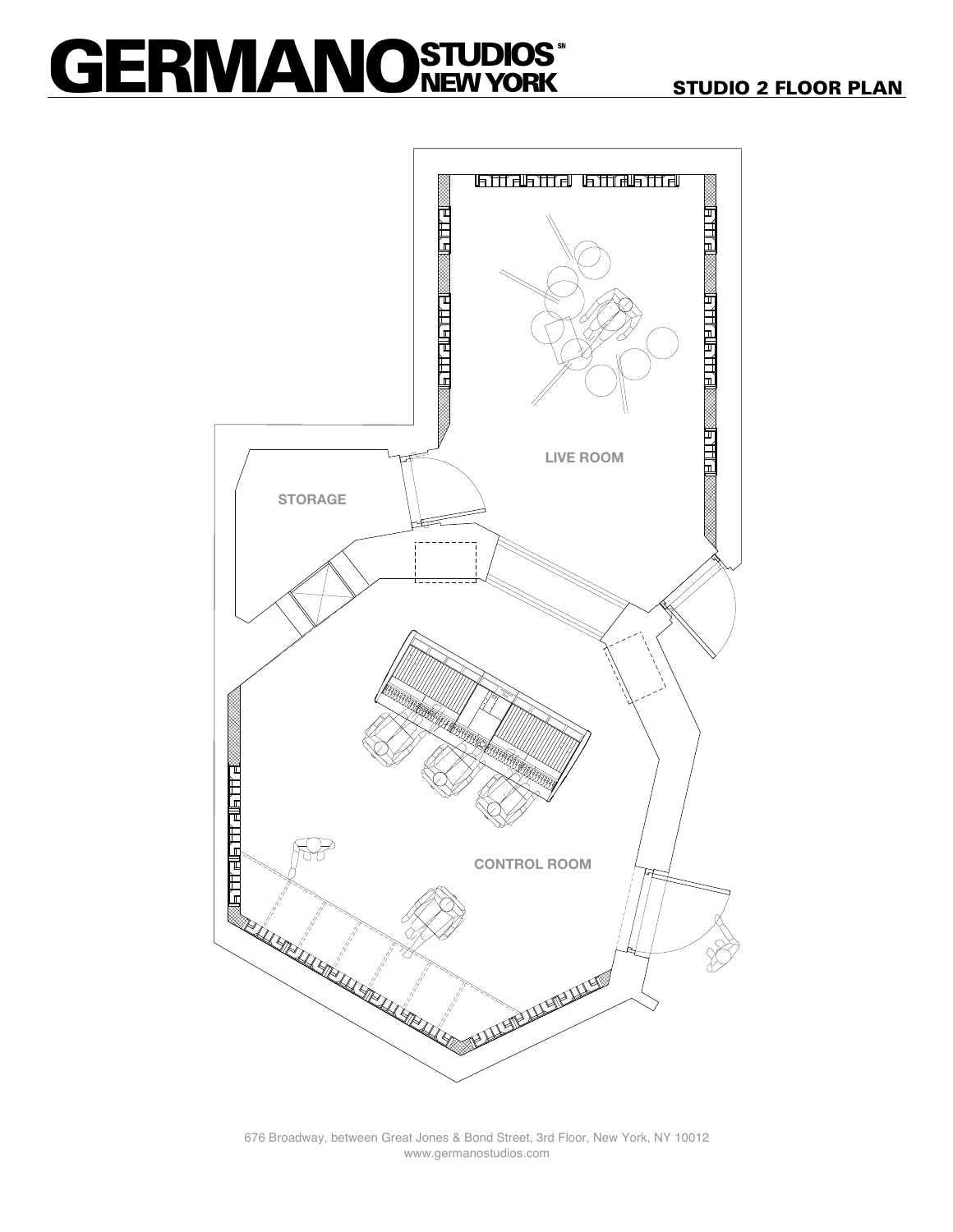# GERMANO STUDIOS NEW YORK

## STUDIO 2 FLOOR PLAN

LIVE ROOM

STORAGE

CONTROL ROOM

676 Broadway, between Great Jones & Bond Street, 3rd Floor, New York, NY 10012
www.germanostudios.com